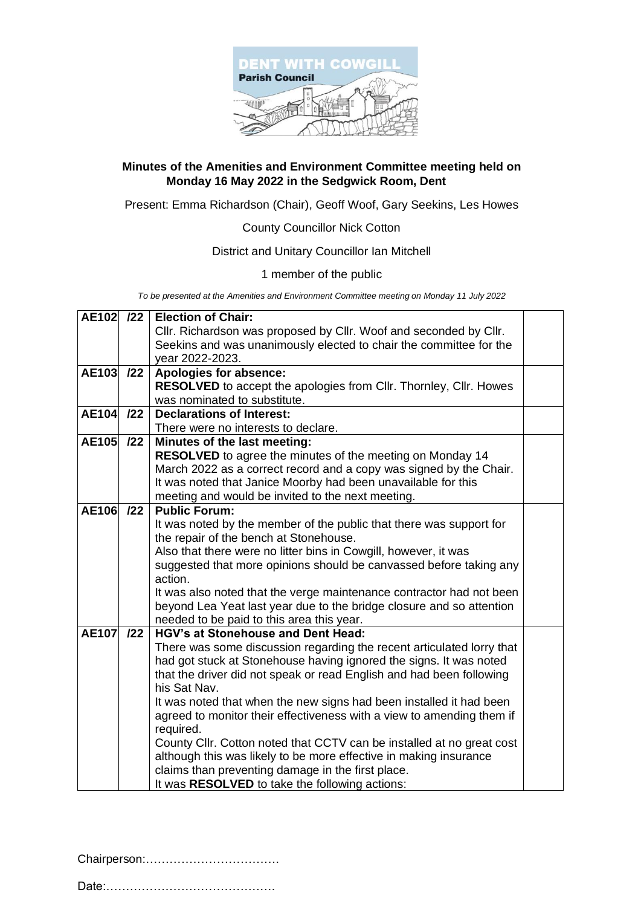**DENT WITH COWGILL**
**Parish Council**

## Minutes of the Amenities and Environment Committee meeting held on Monday 16 May 2022 in the Sedgwick Room, Dent

Present: Emma Richardson (Chair), Geoff Woof, Gary Seekins, Les Howes

County Councillor Nick Cotton

District and Unitary Councillor Ian Mitchell

1 member of the public

*To be presented at the Amenities and Environment Committee meeting on Monday 11 July 2022*

| | | | |
|---|---|---|---|
| **AE102** | **/22** | **Election of Chair:**<br>Cllr. Richardson was proposed by Cllr. Woof and seconded by Cllr. Seekins and was unanimously elected to chair the committee for the year 2022-2023. | |
| **AE103** | **/22** | **Apologies for absence:**<br>**RESOLVED** to accept the apologies from Cllr. Thornley, Cllr. Howes was nominated to substitute. | |
| **AE104** | **/22** | **Declarations of Interest:**<br>There were no interests to declare. | |
| **AE105** | **/22** | **Minutes of the last meeting:**<br>**RESOLVED** to agree the minutes of the meeting on Monday 14 March 2022 as a correct record and a copy was signed by the Chair. It was noted that Janice Moorby had been unavailable for this meeting and would be invited to the next meeting. | |
| **AE106** | **/22** | **Public Forum:**<br>It was noted by the member of the public that there was support for the repair of the bench at Stonehouse.<br>Also that there were no litter bins in Cowgill, however, it was suggested that more opinions should be canvassed before taking any action.<br>It was also noted that the verge maintenance contractor had not been beyond Lea Yeat last year due to the bridge closure and so attention needed to be paid to this area this year. | |
| **AE107** | **/22** | **HGV's at Stonehouse and Dent Head:**<br>There was some discussion regarding the recent articulated lorry that had got stuck at Stonehouse having ignored the signs. It was noted that the driver did not speak or read English and had been following his Sat Nav.<br>It was noted that when the new signs had been installed it had been agreed to monitor their effectiveness with a view to amending them if required.<br>County Cllr. Cotton noted that CCTV can be installed at no great cost although this was likely to be more effective in making insurance claims than preventing damage in the first place.<br>It was **RESOLVED** to take the following actions: | |

Chairperson:……………………………

Date:……………………………………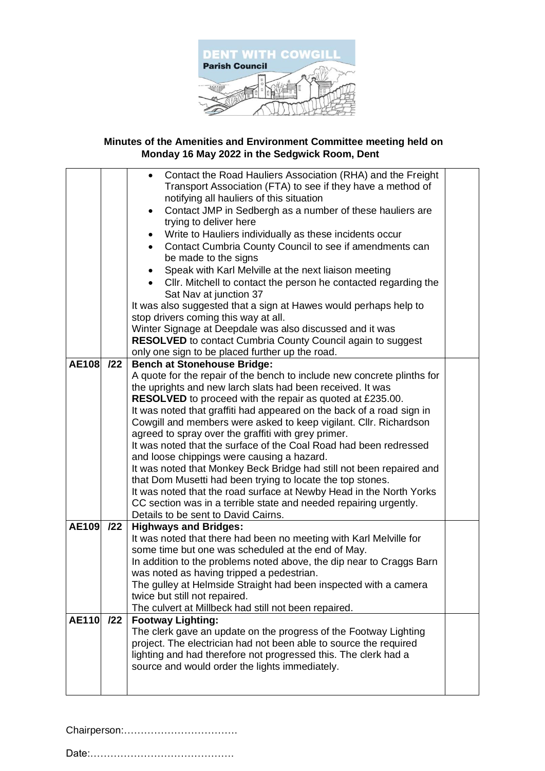**Minutes of the Amenities and Environment Committee meeting held on Monday 16 May 2022 in the Sedgwick Room, Dent**

| | | | |
|---|---|---|---|
| | | • Contact the Road Hauliers Association (RHA) and the Freight Transport Association (FTA) to see if they have a method of notifying all hauliers of this situation<br>• Contact JMP in Sedbergh as a number of these hauliers are trying to deliver here<br>• Write to Hauliers individually as these incidents occur<br>• Contact Cumbria County Council to see if amendments can be made to the signs<br>• Speak with Karl Melville at the next liaison meeting<br>• Cllr. Mitchell to contact the person he contacted regarding the Sat Nav at junction 37<br>It was also suggested that a sign at Hawes would perhaps help to stop drivers coming this way at all.<br>Winter Signage at Deepdale was also discussed and it was **RESOLVED** to contact Cumbria County Council again to suggest only one sign to be placed further up the road. | |
| **AE108** | **/22** | **Bench at Stonehouse Bridge:**<br>A quote for the repair of the bench to include new concrete plinths for the uprights and new larch slats had been received. It was **RESOLVED** to proceed with the repair as quoted at £235.00.<br>It was noted that graffiti had appeared on the back of a road sign in Cowgill and members were asked to keep vigilant. Cllr. Richardson agreed to spray over the graffiti with grey primer.<br>It was noted that the surface of the Coal Road had been redressed and loose chippings were causing a hazard.<br>It was noted that Monkey Beck Bridge had still not been repaired and that Dom Musetti had been trying to locate the top stones.<br>It was noted that the road surface at Newby Head in the North Yorks CC section was in a terrible state and needed repairing urgently. Details to be sent to David Cairns. | |
| **AE109** | **/22** | **Highways and Bridges:**<br>It was noted that there had been no meeting with Karl Melville for some time but one was scheduled at the end of May.<br>In addition to the problems noted above, the dip near to Craggs Barn was noted as having tripped a pedestrian.<br>The gulley at Helmside Straight had been inspected with a camera twice but still not repaired.<br>The culvert at Millbeck had still not been repaired. | |
| **AE110** | **/22** | **Footway Lighting:**<br>The clerk gave an update on the progress of the Footway Lighting project. The electrician had not been able to source the required lighting and had therefore not progressed this. The clerk had a source and would order the lights immediately. | |

Chairperson:……………………………

Date:……………………………………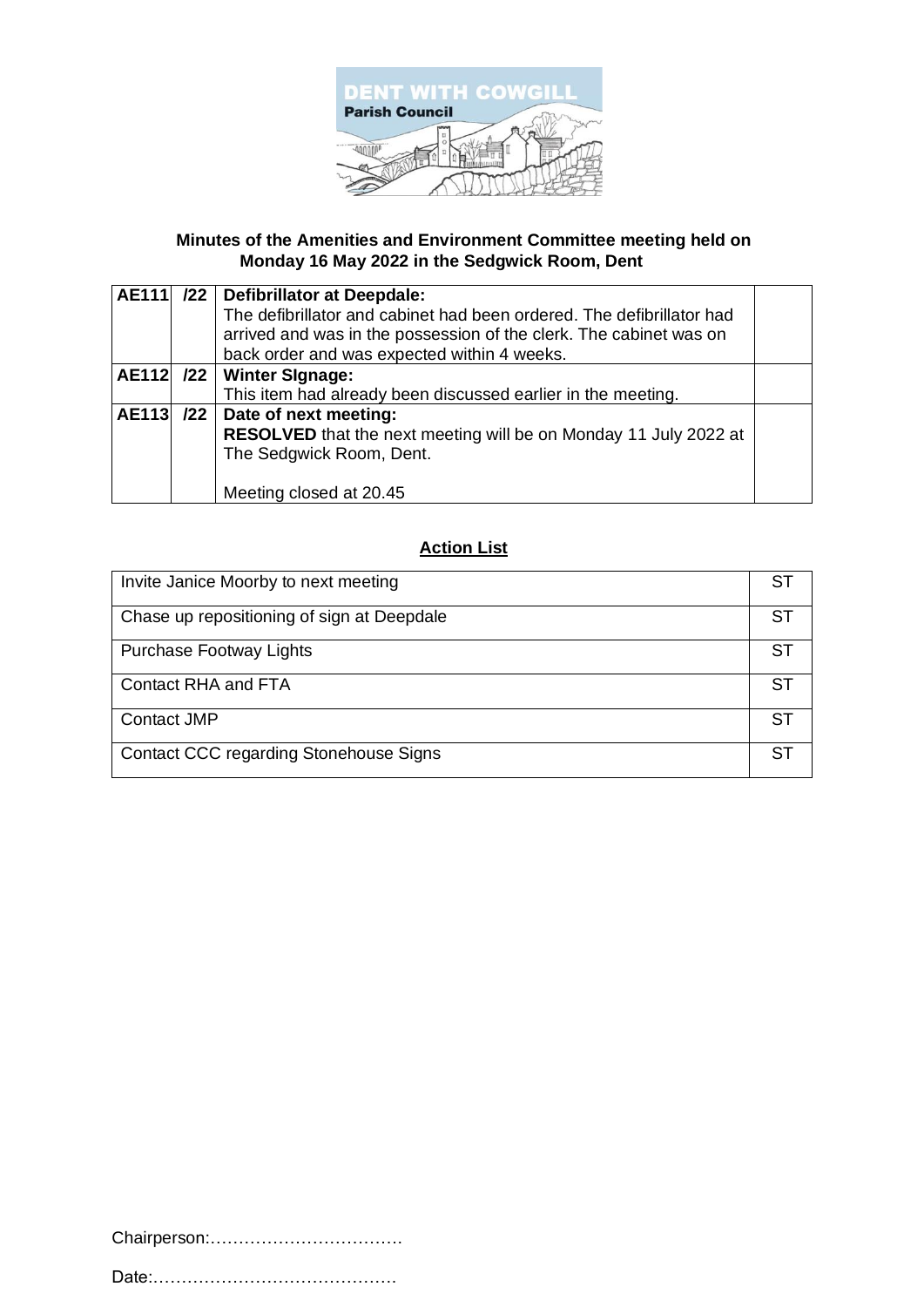**Minutes of the Amenities and Environment Committee meeting held on Monday 16 May 2022 in the Sedgwick Room, Dent**

| | | | |
|---|---|---|---|
| **AE111** | **/22** | **Defibrillator at Deepdale:**<br>The defibrillator and cabinet had been ordered. The defibrillator had arrived and was in the possession of the clerk. The cabinet was on back order and was expected within 4 weeks. | |
| **AE112** | **/22** | **Winter SIgnage:**<br>This item had already been discussed earlier in the meeting. | |
| **AE113** | **/22** | **Date of next meeting:**<br>**RESOLVED** that the next meeting will be on Monday 11 July 2022 at The Sedgwick Room, Dent.<br><br>Meeting closed at 20.45 | |

**Action List**

| | |
|---|---|
| Invite Janice Moorby to next meeting | ST |
| Chase up repositioning of sign at Deepdale | ST |
| Purchase Footway Lights | ST |
| Contact RHA and FTA | ST |
| Contact JMP | ST |
| Contact CCC regarding Stonehouse Signs | ST |

Chairperson:……………………………

Date:…………………………………….